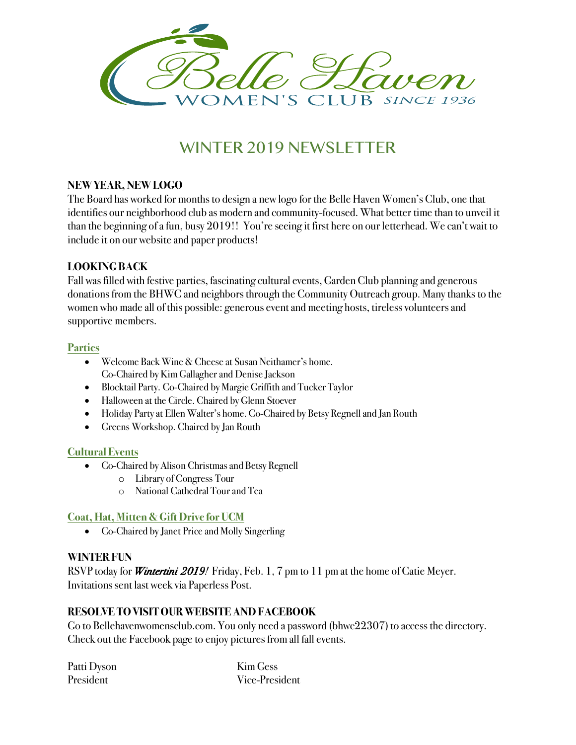Belle Haven WOMEN'S CLUB SINCE 1936

# WINTER 2019 NEWSLETTER

**NEW YEAR, NEW LOGO**

The Board has worked for months to design a new logo for the Belle Haven Women's Club, one that identifies our neighborhood club as modern and community-focused. What better time than to unveil it than the beginning of a fun, busy 2019!! You're seeing it first here on our letterhead. We can't wait to include it on our website and paper products!

**LOOKING BACK**

Fall was filled with festive parties, fascinating cultural events, Garden Club planning and generous donations from the BHWC and neighbors through the Community Outreach group. Many thanks to the women who made all of this possible: generous event and meeting hosts, tireless volunteers and supportive members.

**Parties**

- Welcome Back Wine & Cheese at Susan Neithamer's home. Co-Chaired by Kim Gallagher and Denise Jackson
- Blocktail Party. Co-Chaired by Margie Griffith and Tucker Taylor
- Halloween at the Circle. Chaired by Glenn Stoever
- Holiday Party at Ellen Walter's home. Co-Chaired by Betsy Regnell and Jan Routh
- Greens Workshop. Chaired by Jan Routh

**Cultural Events**

- Co-Chaired by Alison Christmas and Betsy Regnell
  - Library of Congress Tour
  - National Cathedral Tour and Tea

**Coat, Hat, Mitten & Gift Drive for UCM**

- Co-Chaired by Janet Price and Molly Singerling

**WINTER FUN**

RSVP today for ***Wintertini 2019!*** Friday, Feb. 1, 7 pm to 11 pm at the home of Catie Meyer. Invitations sent last week via Paperless Post.

**RESOLVE TO VISIT OUR WEBSITE AND FACEBOOK**

Go to Bellehavenwomensclub.com. You only need a password (bhwc22307) to access the directory. Check out the Facebook page to enjoy pictures from all fall events.

Patti Dyson
President

Kim Gess
Vice-President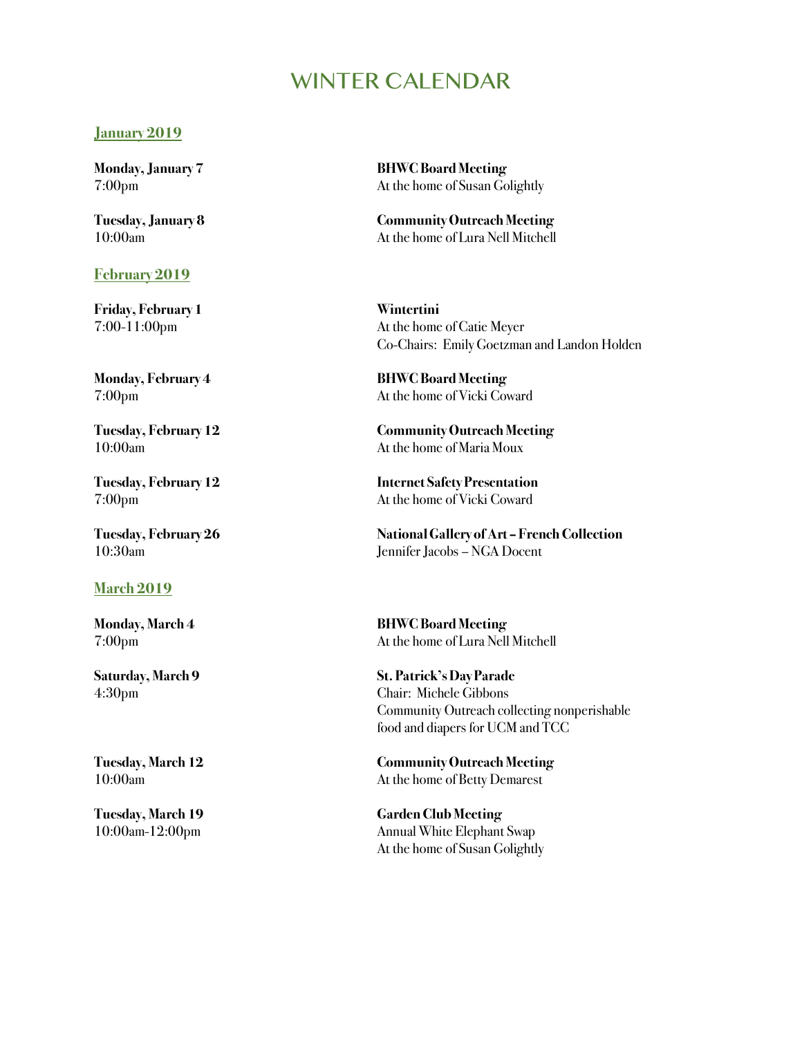# WINTER CALENDAR

## January 2019

**Monday, January 7**
7:00pm

**BHWC Board Meeting**
At the home of Susan Golightly

**Tuesday, January 8**
10:00am

**Community Outreach Meeting**
At the home of Lura Nell Mitchell

## February 2019

**Friday, February 1**
7:00-11:00pm

**Wintertini**
At the home of Catie Meyer
Co-Chairs: Emily Goetzman and Landon Holden

**Monday, February 4**
7:00pm

**BHWC Board Meeting**
At the home of Vicki Coward

**Tuesday, February 12**
10:00am

**Community Outreach Meeting**
At the home of Maria Moux

**Tuesday, February 12**
7:00pm

**Internet Safety Presentation**
At the home of Vicki Coward

**Tuesday, February 26**
10:30am

**National Gallery of Art – French Collection**
Jennifer Jacobs – NGA Docent

## March 2019

**Monday, March 4**
7:00pm

**BHWC Board Meeting**
At the home of Lura Nell Mitchell

**Saturday, March 9**
4:30pm

**St. Patrick's Day Parade**
Chair: Michele Gibbons
Community Outreach collecting nonperishable food and diapers for UCM and TCC

**Tuesday, March 12**
10:00am

**Community Outreach Meeting**
At the home of Betty Demarest

**Tuesday, March 19**
10:00am-12:00pm

**Garden Club Meeting**
Annual White Elephant Swap
At the home of Susan Golightly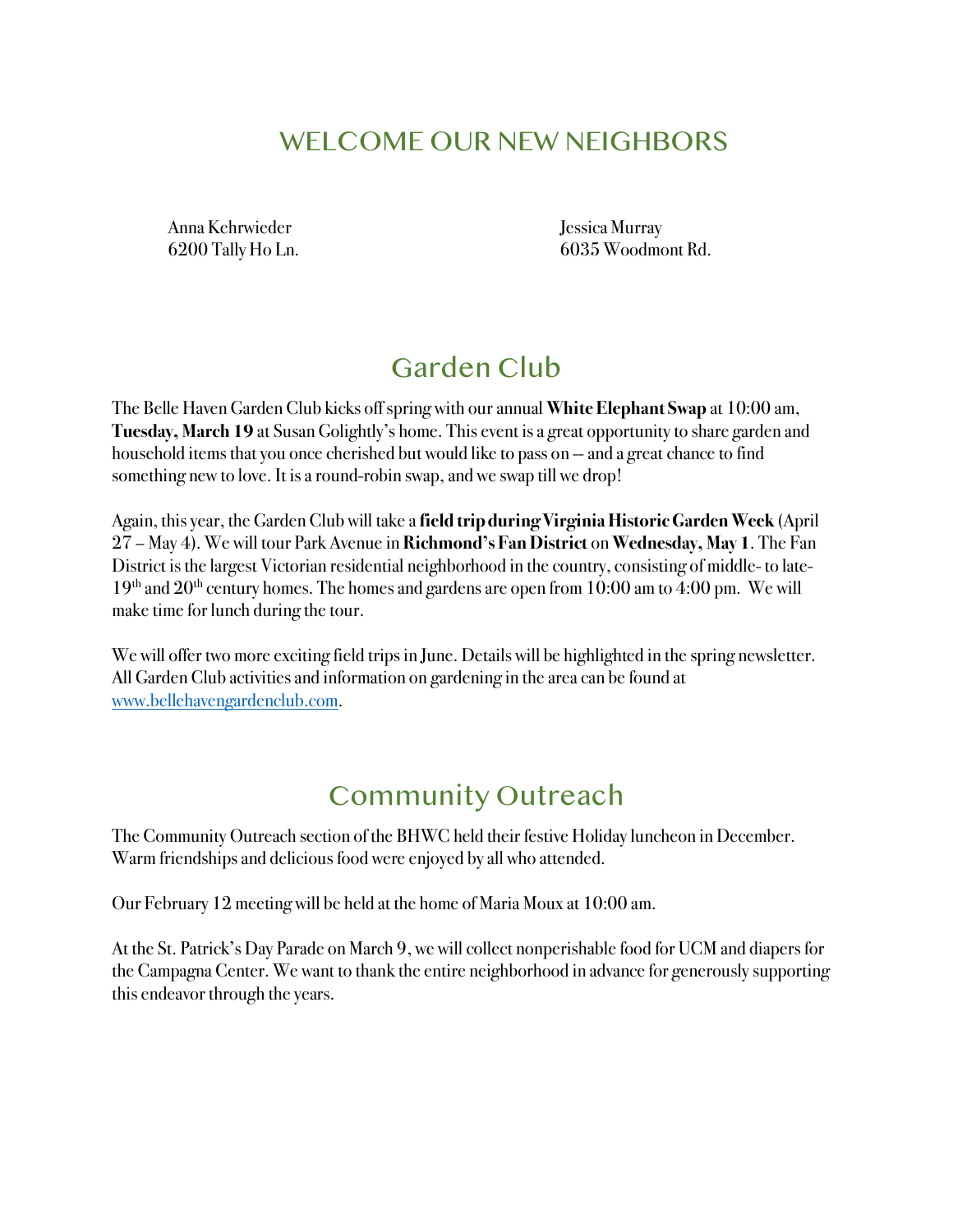## WELCOME OUR NEW NEIGHBORS

Anna Kehrwieder
6200 Tally Ho Ln.

Jessica Murray
6035 Woodmont Rd.

## Garden Club

The Belle Haven Garden Club kicks off spring with our annual **White Elephant Swap** at 10:00 am, **Tuesday, March 19** at Susan Golightly's home. This event is a great opportunity to share garden and household items that you once cherished but would like to pass on -- and a great chance to find something new to love. It is a round-robin swap, and we swap till we drop!

Again, this year, the Garden Club will take a **field trip during Virginia Historic Garden Week** (April 27 – May 4). We will tour Park Avenue in **Richmond's Fan District** on **Wednesday, May 1**. The Fan District is the largest Victorian residential neighborhood in the country, consisting of middle- to late-19th and 20th century homes. The homes and gardens are open from 10:00 am to 4:00 pm. We will make time for lunch during the tour.

We will offer two more exciting field trips in June. Details will be highlighted in the spring newsletter. All Garden Club activities and information on gardening in the area can be found at [www.bellehavengardenclub.com](http://www.bellehavengardenclub.com).

## Community Outreach

The Community Outreach section of the BHWC held their festive Holiday luncheon in December. Warm friendships and delicious food were enjoyed by all who attended.

Our February 12 meeting will be held at the home of Maria Moux at 10:00 am.

At the St. Patrick's Day Parade on March 9, we will collect nonperishable food for UCM and diapers for the Campagna Center. We want to thank the entire neighborhood in advance for generously supporting this endeavor through the years.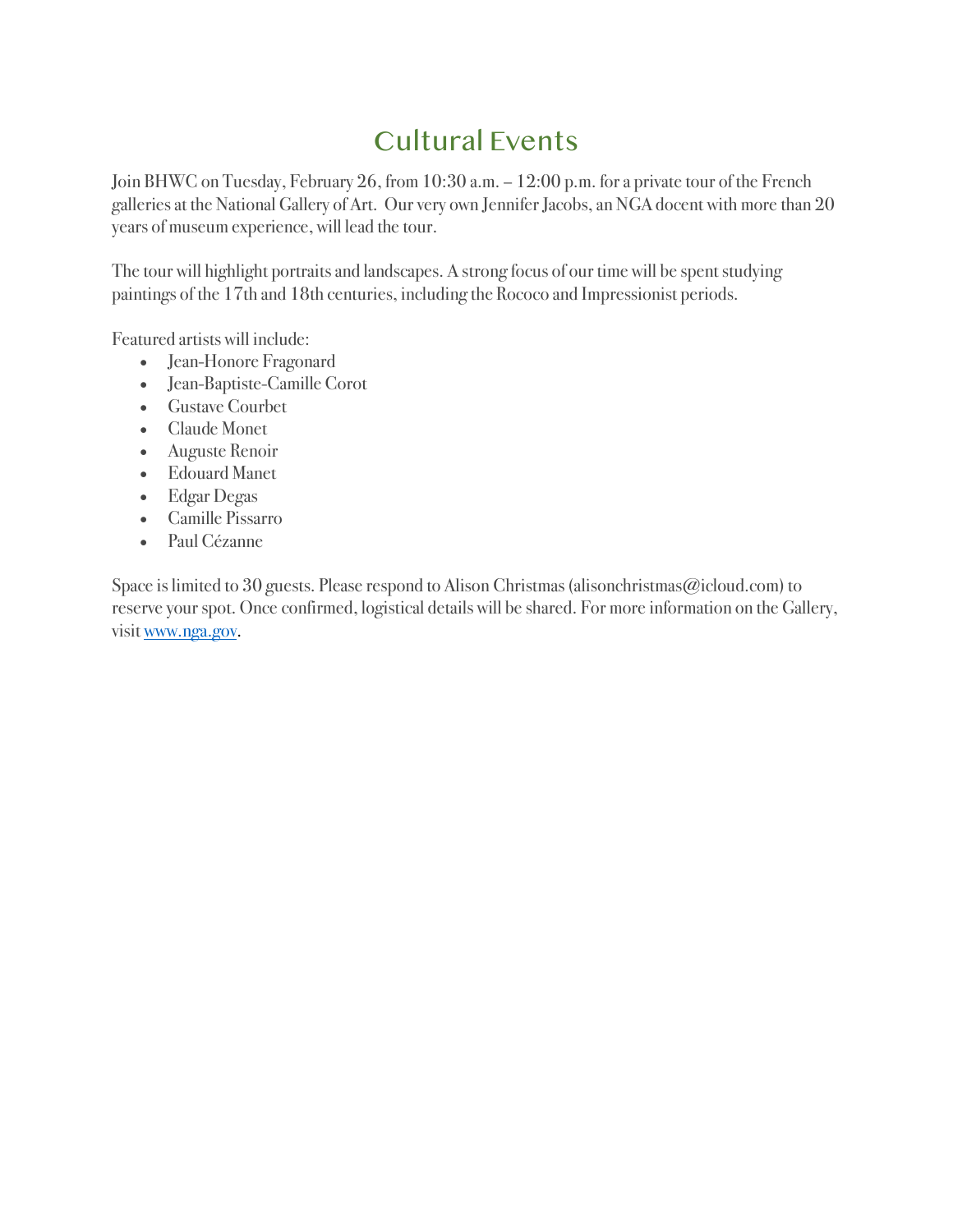# Cultural Events

Join BHWC on Tuesday, February 26, from 10:30 a.m. – 12:00 p.m. for a private tour of the French galleries at the National Gallery of Art. Our very own Jennifer Jacobs, an NGA docent with more than 20 years of museum experience, will lead the tour.

The tour will highlight portraits and landscapes. A strong focus of our time will be spent studying paintings of the 17th and 18th centuries, including the Rococo and Impressionist periods.

Featured artists will include:

- Jean-Honore Fragonard
- Jean-Baptiste-Camille Corot
- Gustave Courbet
- Claude Monet
- Auguste Renoir
- Edouard Manet
- Edgar Degas
- Camille Pissarro
- Paul Cézanne

Space is limited to 30 guests. Please respond to Alison Christmas (alisonchristmas@icloud.com) to reserve your spot. Once confirmed, logistical details will be shared. For more information on the Gallery, visit [www.nga.gov](http://www.nga.gov).